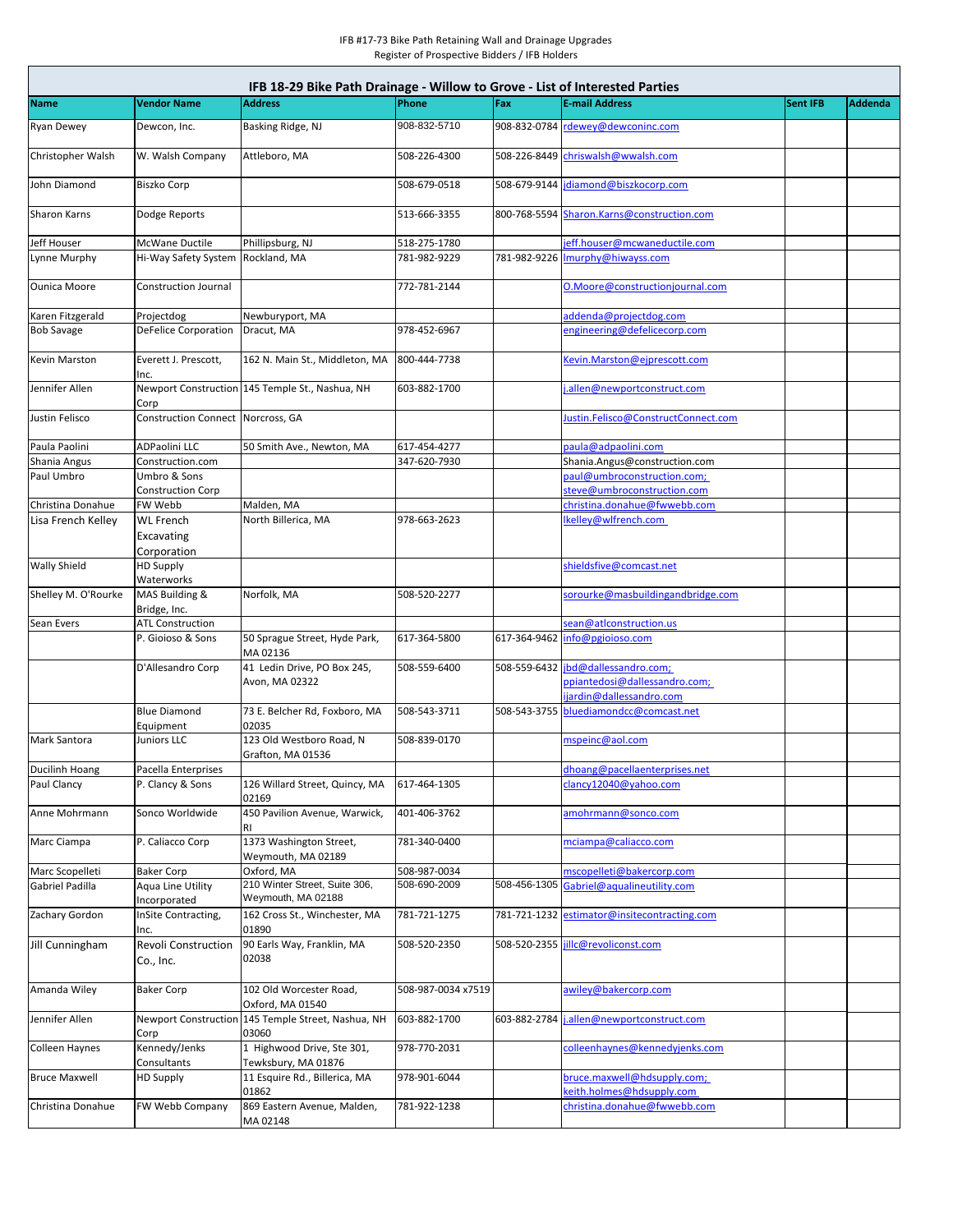IFB #17-73 Bike Path Retaining Wall and Drainage Upgrades
Register of Prospective Bidders / IFB Holders

## IFB 18-29 Bike Path Drainage - Willow to Grove - List of Interested Parties

| Name | Vendor Name | Address | Phone | Fax | E-mail Address | Sent IFB | Addenda |
|---|---|---|---|---|---|---|---|
| Ryan Dewey | Dewcon, Inc. | Basking Ridge, NJ | 908-832-5710 | 908-832-0784 | rdewey@dewconinc.com | | |
| Christopher Walsh | W. Walsh Company | Attleboro, MA | 508-226-4300 | 508-226-8449 | chriswalsh@wwalsh.com | | |
| John Diamond | Biszko Corp | | 508-679-0518 | 508-679-9144 | jdiamond@biszkocorp.com | | |
| Sharon Karns | Dodge Reports | | 513-666-3355 | 800-768-5594 | Sharon.Karns@construction.com | | |
| Jeff Houser | McWane Ductile | Phillipsburg, NJ | 518-275-1780 | | jeff.houser@mcwaneductile.com | | |
| Lynne Murphy | Hi-Way Safety System | Rockland, MA | 781-982-9229 | 781-982-9226 | lmurphy@hiwayss.com | | |
| Ounica Moore | Construction Journal | | 772-781-2144 | | O.Moore@constructionjournal.com | | |
| Karen Fitzgerald | Projectdog | Newburyport, MA | | | addenda@projectdog.com | | |
| Bob Savage | DeFelice Corporation | Dracut, MA | 978-452-6967 | | engineering@defelicecorp.com | | |
| Kevin Marston | Everett J. Prescott, Inc. | 162 N. Main St., Middleton, MA | 800-444-7738 | | Kevin.Marston@ejprescott.com | | |
| Jennifer Allen | Newport Construction Corp | 145 Temple St., Nashua, NH | 603-882-1700 | | j.allen@newportconstruct.com | | |
| Justin Felisco | Construction Connect | Norcross, GA | | | Justin.Felisco@ConstructConnect.com | | |
| Paula Paolini | ADPaolini LLC | 50 Smith Ave., Newton, MA | 617-454-4277 | | paula@adpaolini.com | | |
| Shania Angus | Construction.com | | 347-620-7930 | | Shania.Angus@construction.com | | |
| Paul Umbro | Umbro & Sons Construction Corp | | | | paul@umbroconstruction.com; steve@umbroconstruction.com | | |
| Christina Donahue | FW Webb | Malden, MA | | | christina.donahue@fwwebb.com | | |
| Lisa French Kelley | WL French Excavating Corporation | North Billerica, MA | 978-663-2623 | | lkelley@wlfrench.com | | |
| Wally Shield | HD Supply Waterworks | | | | shieldsfive@comcast.net | | |
| Shelley M. O'Rourke | MAS Building & Bridge, Inc. | Norfolk, MA | 508-520-2277 | | sorourke@masbuildingandbridge.com | | |
| Sean Evers | ATL Construction | | | | sean@atlconstruction.us | | |
| | P. Gioioso & Sons | 50 Sprague Street, Hyde Park, MA 02136 | 617-364-5800 | 617-364-9462 | info@pgioioso.com | | |
| | D'Allesandro Corp | 41 Ledin Drive, PO Box 245, Avon, MA 02322 | 508-559-6400 | 508-559-6432 | jbd@dallessandro.com; ppiantedosi@dallessandro.com; ijardin@dallessandro.com | | |
| | Blue Diamond Equipment | 73 E. Belcher Rd, Foxboro, MA 02035 | 508-543-3711 | 508-543-3755 | bluediamondcc@comcast.net | | |
| Mark Santora | Juniors LLC | 123 Old Westboro Road, N Grafton, MA 01536 | 508-839-0170 | | mspeinc@aol.com | | |
| Ducilinh Hoang | Pacella Enterprises | | | | dhoang@pacellaenterprises.net | | |
| Paul Clancy | P. Clancy & Sons | 126 Willard Street, Quincy, MA 02169 | 617-464-1305 | | clancy12040@yahoo.com | | |
| Anne Mohrmann | Sonco Worldwide | 450 Pavilion Avenue, Warwick, RI | 401-406-3762 | | amohrmann@sonco.com | | |
| Marc Ciampa | P. Caliacco Corp | 1373 Washington Street, Weymouth, MA 02189 | 781-340-0400 | | mciampa@caliacco.com | | |
| Marc Scopelleti | Baker Corp | Oxford, MA | 508-987-0034 | | mscopelleti@bakercorp.com | | |
| Gabriel Padilla | Aqua Line Utility Incorporated | 210 Winter Street, Suite 306, Weymouth, MA 02188 | 508-690-2009 | 508-456-1305 | Gabriel@aqualineutility.com | | |
| Zachary Gordon | InSite Contracting, Inc. | 162 Cross St., Winchester, MA 01890 | 781-721-1275 | 781-721-1232 | estimator@insitecontracting.com | | |
| Jill Cunningham | Revoli Construction Co., Inc. | 90 Earls Way, Franklin, MA 02038 | 508-520-2350 | 508-520-2355 | jillc@revoliconst.com | | |
| Amanda Wiley | Baker Corp | 102 Old Worcester Road, Oxford, MA 01540 | 508-987-0034 x7519 | | awiley@bakercorp.com | | |
| Jennifer Allen | Newport Construction Corp | 145 Temple Street, Nashua, NH 03060 | 603-882-1700 | 603-882-2784 | j.allen@newportconstruct.com | | |
| Colleen Haynes | Kennedy/Jenks Consultants | 1 Highwood Drive, Ste 301, Tewksbury, MA 01876 | 978-770-2031 | | colleenhaynes@kennedyjenks.com | | |
| Bruce Maxwell | HD Supply | 11 Esquire Rd., Billerica, MA 01862 | 978-901-6044 | | bruce.maxwell@hdsupply.com; keith.holmes@hdsupply.com | | |
| Christina Donahue | FW Webb Company | 869 Eastern Avenue, Malden, MA 02148 | 781-922-1238 | | christina.donahue@fwwebb.com | | |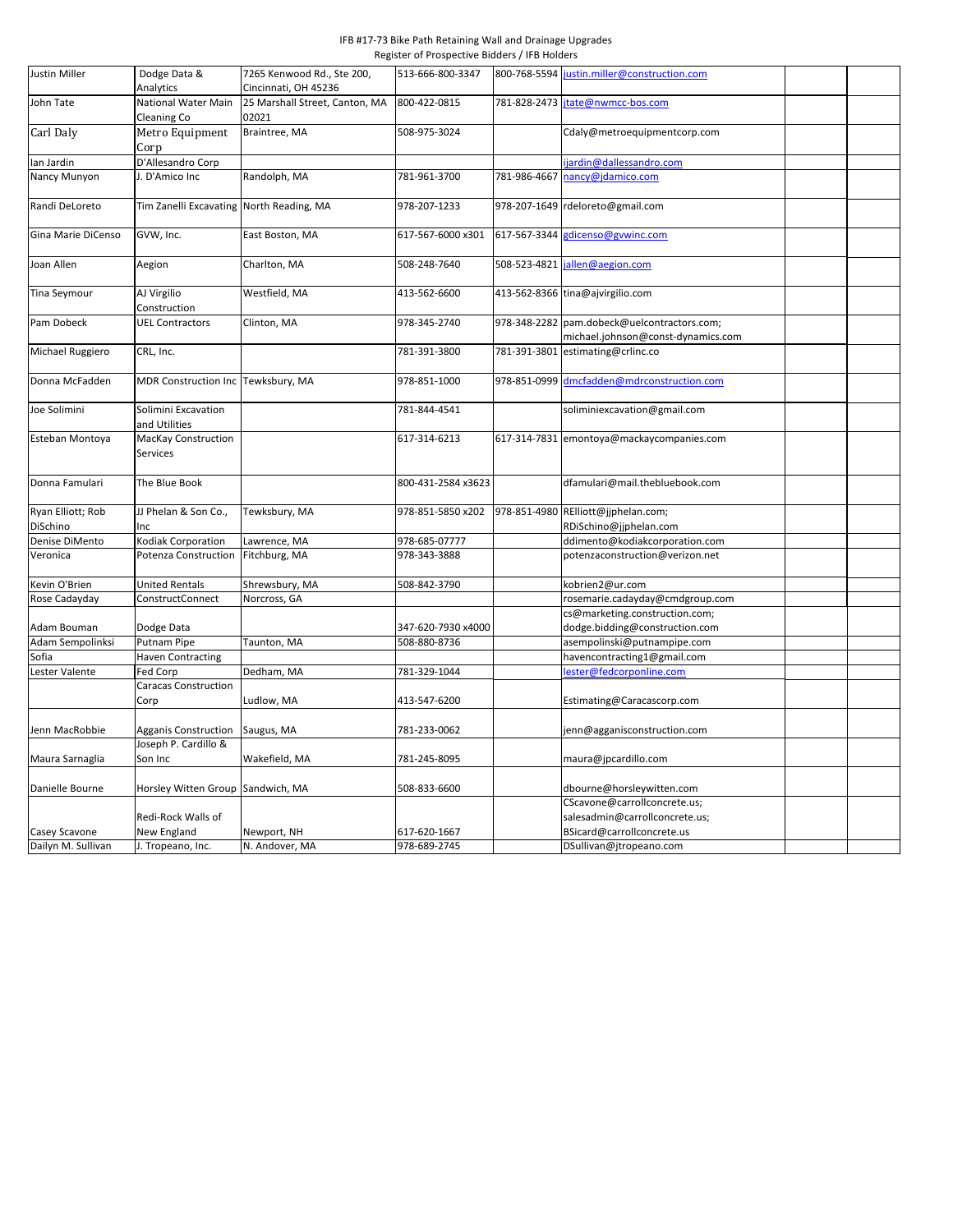IFB #17-73 Bike Path Retaining Wall and Drainage Upgrades

Register of Prospective Bidders / IFB Holders

| | | | | | | | |
|---|---|---|---|---|---|---|---|
| Justin Miller | Dodge Data & Analytics | 7265 Kenwood Rd., Ste 200, Cincinnati, OH 45236 | 513-666-800-3347 | 800-768-5594 | justin.miller@construction.com | | |
| John Tate | National Water Main Cleaning Co | 25 Marshall Street, Canton, MA 02021 | 800-422-0815 | 781-828-2473 | jtate@nwmcc-bos.com | | |
| Carl Daly | Metro Equipment Corp | Braintree, MA | 508-975-3024 | | Cdaly@metroequipmentcorp.com | | |
| Ian Jardin | D'Allesandro Corp | | | | ijardin@dallessandro.com | | |
| Nancy Munyon | J. D'Amico Inc | Randolph, MA | 781-961-3700 | 781-986-4667 | nancy@jdamico.com | | |
| Randi DeLoreto | Tim Zanelli Excavating | North Reading, MA | 978-207-1233 | 978-207-1649 | rdeloreto@gmail.com | | |
| Gina Marie DiCenso | GVW, Inc. | East Boston, MA | 617-567-6000 x301 | 617-567-3344 | gdicenso@gvwinc.com | | |
| Joan Allen | Aegion | Charlton, MA | 508-248-7640 | 508-523-4821 | jallen@aegion.com | | |
| Tina Seymour | AJ Virgilio Construction | Westfield, MA | 413-562-6600 | 413-562-8366 | tina@ajvirgilio.com | | |
| Pam Dobeck | UEL Contractors | Clinton, MA | 978-345-2740 | 978-348-2282 | pam.dobeck@uelcontractors.com; michael.johnson@const-dynamics.com | | |
| Michael Ruggiero | CRL, Inc. | | 781-391-3800 | 781-391-3801 | estimating@crlinc.co | | |
| Donna McFadden | MDR Construction Inc | Tewksbury, MA | 978-851-1000 | 978-851-0999 | dmcfadden@mdrconstruction.com | | |
| Joe Solimini | Solimini Excavation and Utilities | | 781-844-4541 | | soliminiexcavation@gmail.com | | |
| Esteban Montoya | MacKay Construction Services | | 617-314-6213 | 617-314-7831 | emontoya@mackaycompanies.com | | |
| Donna Famulari | The Blue Book | | 800-431-2584 x3623 | | dfamulari@mail.thebluebook.com | | |
| Ryan Elliott; Rob DiSchino | JJ Phelan & Son Co., Inc | Tewksbury, MA | 978-851-5850 x202 | 978-851-4980 | RElliott@jjphelan.com; RDiSchino@jjphelan.com | | |
| Denise DiMento | Kodiak Corporation | Lawrence, MA | 978-685-07777 | | ddimento@kodiakcorporation.com | | |
| Veronica | Potenza Construction | Fitchburg, MA | 978-343-3888 | | potenzaconstruction@verizon.net | | |
| Kevin O'Brien | United Rentals | Shrewsbury, MA | 508-842-3790 | | kobrien2@ur.com | | |
| Rose Cadayday | ConstructConnect | Norcross, GA | | | rosemarie.cadayday@cmdgroup.com | | |
| Adam Bouman | Dodge Data | | 347-620-7930 x4000 | | cs@marketing.construction.com; dodge.bidding@construction.com | | |
| Adam Sempolinksi | Putnam Pipe | Taunton, MA | 508-880-8736 | | asempolinski@putnampipe.com | | |
| Sofia | Haven Contracting | | | | havencontracting1@gmail.com | | |
| Lester Valente | Fed Corp | Dedham, MA | 781-329-1044 | | lester@fedcorponline.com | | |
| | Caracas Construction Corp | Ludlow, MA | 413-547-6200 | | Estimating@Caracascorp.com | | |
| Jenn MacRobbie | Agganis Construction | Saugus, MA | 781-233-0062 | | jenn@agganisconstruction.com | | |
| Maura Sarnaglia | Joseph P. Cardillo & Son Inc | Wakefield, MA | 781-245-8095 | | maura@jpcardillo.com | | |
| Danielle Bourne | Horsley Witten Group | Sandwich, MA | 508-833-6600 | | dbourne@horsleywitten.com | | |
| Casey Scavone | Redi-Rock Walls of New England | Newport, NH | 617-620-1667 | | CScavone@carrollconcrete.us; salesadmin@carrollconcrete.us; BSicard@carrollconcrete.us | | |
| Dailyn M. Sullivan | J. Tropeano, Inc. | N. Andover, MA | 978-689-2745 | | DSullivan@jtropeano.com | | |